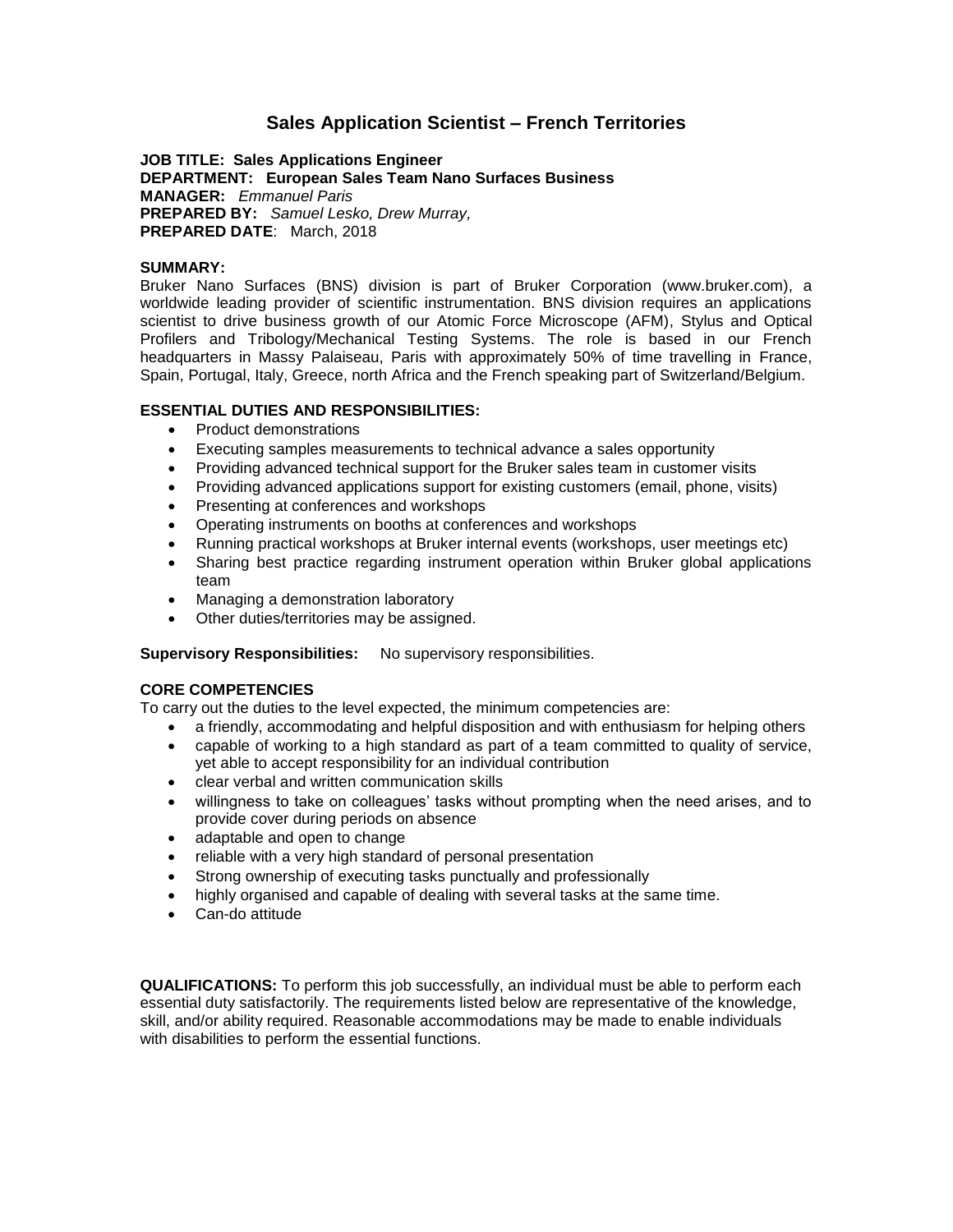# Sales Application Scientist – French Territories

**JOB TITLE: Sales Applications Engineer**
**DEPARTMENT: European Sales Team Nano Surfaces Business**
**MANAGER:** *Emmanuel Paris*
**PREPARED BY:** *Samuel Lesko, Drew Murray,*
**PREPARED DATE**: March, 2018

**SUMMARY:**
Bruker Nano Surfaces (BNS) division is part of Bruker Corporation (www.bruker.com), a worldwide leading provider of scientific instrumentation. BNS division requires an applications scientist to drive business growth of our Atomic Force Microscope (AFM), Stylus and Optical Profilers and Tribology/Mechanical Testing Systems. The role is based in our French headquarters in Massy Palaiseau, Paris with approximately 50% of time travelling in France, Spain, Portugal, Italy, Greece, north Africa and the French speaking part of Switzerland/Belgium.

**ESSENTIAL DUTIES AND RESPONSIBILITIES:**

- Product demonstrations
- Executing samples measurements to technical advance a sales opportunity
- Providing advanced technical support for the Bruker sales team in customer visits
- Providing advanced applications support for existing customers (email, phone, visits)
- Presenting at conferences and workshops
- Operating instruments on booths at conferences and workshops
- Running practical workshops at Bruker internal events (workshops, user meetings etc)
- Sharing best practice regarding instrument operation within Bruker global applications team
- Managing a demonstration laboratory
- Other duties/territories may be assigned.

**Supervisory Responsibilities:** No supervisory responsibilities.

**CORE COMPETENCIES**
To carry out the duties to the level expected, the minimum competencies are:

- a friendly, accommodating and helpful disposition and with enthusiasm for helping others
- capable of working to a high standard as part of a team committed to quality of service, yet able to accept responsibility for an individual contribution
- clear verbal and written communication skills
- willingness to take on colleagues' tasks without prompting when the need arises, and to provide cover during periods on absence
- adaptable and open to change
- reliable with a very high standard of personal presentation
- Strong ownership of executing tasks punctually and professionally
- highly organised and capable of dealing with several tasks at the same time.
- Can-do attitude

**QUALIFICATIONS:** To perform this job successfully, an individual must be able to perform each essential duty satisfactorily. The requirements listed below are representative of the knowledge, skill, and/or ability required. Reasonable accommodations may be made to enable individuals with disabilities to perform the essential functions.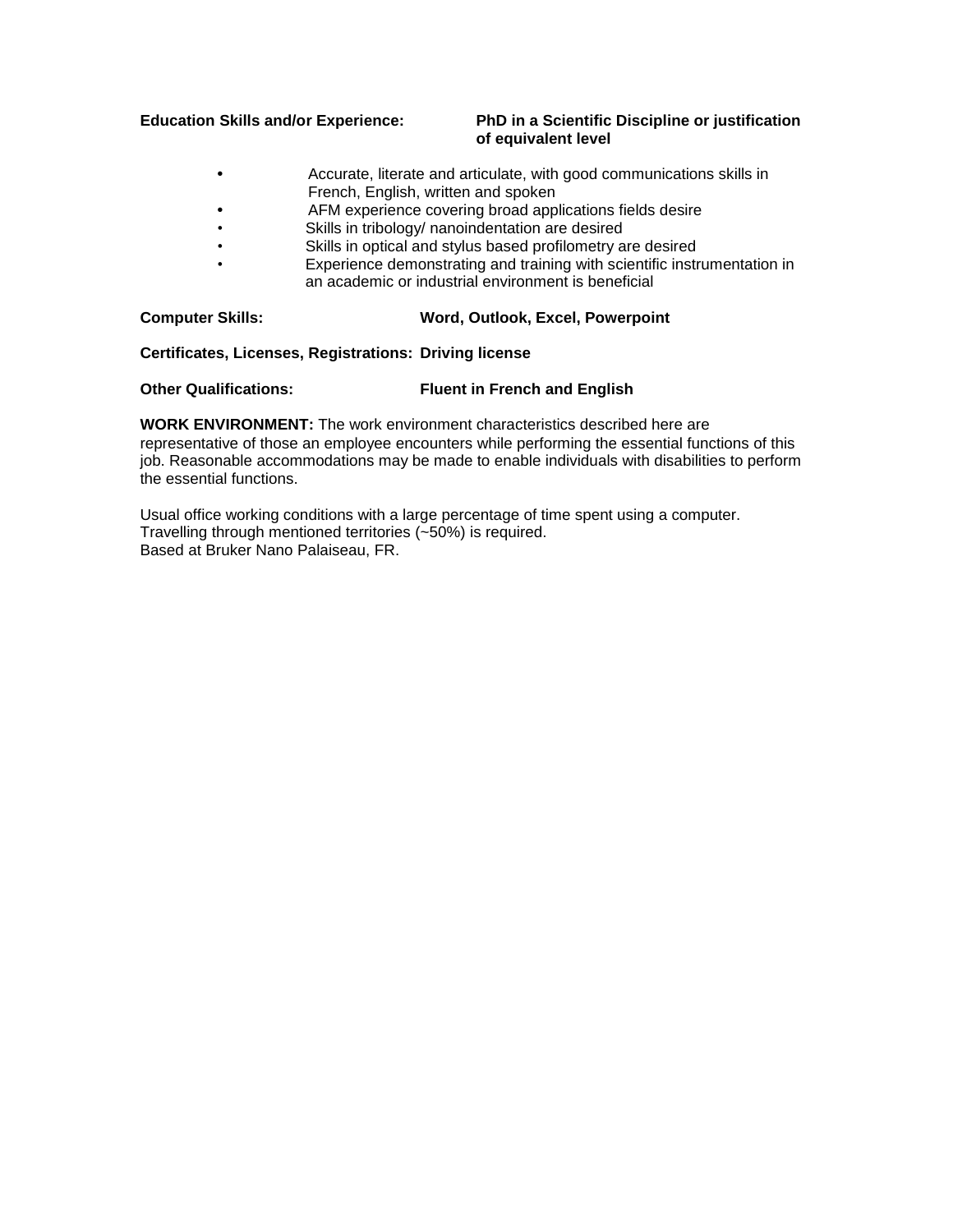**Education Skills and/or Experience:** **PhD in a Scientific Discipline or justification of equivalent level**

- Accurate, literate and articulate, with good communications skills in French, English, written and spoken
- AFM experience covering broad applications fields desire
- Skills in tribology/ nanoindentation are desired
- Skills in optical and stylus based profilometry are desired
- Experience demonstrating and training with scientific instrumentation in an academic or industrial environment is beneficial

**Computer Skills:** **Word, Outlook, Excel, Powerpoint**

**Certificates, Licenses, Registrations:** **Driving license**

**Other Qualifications:** **Fluent in French and English**

**WORK ENVIRONMENT:** The work environment characteristics described here are representative of those an employee encounters while performing the essential functions of this job. Reasonable accommodations may be made to enable individuals with disabilities to perform the essential functions.

Usual office working conditions with a large percentage of time spent using a computer.
Travelling through mentioned territories (~50%) is required.
Based at Bruker Nano Palaiseau, FR.